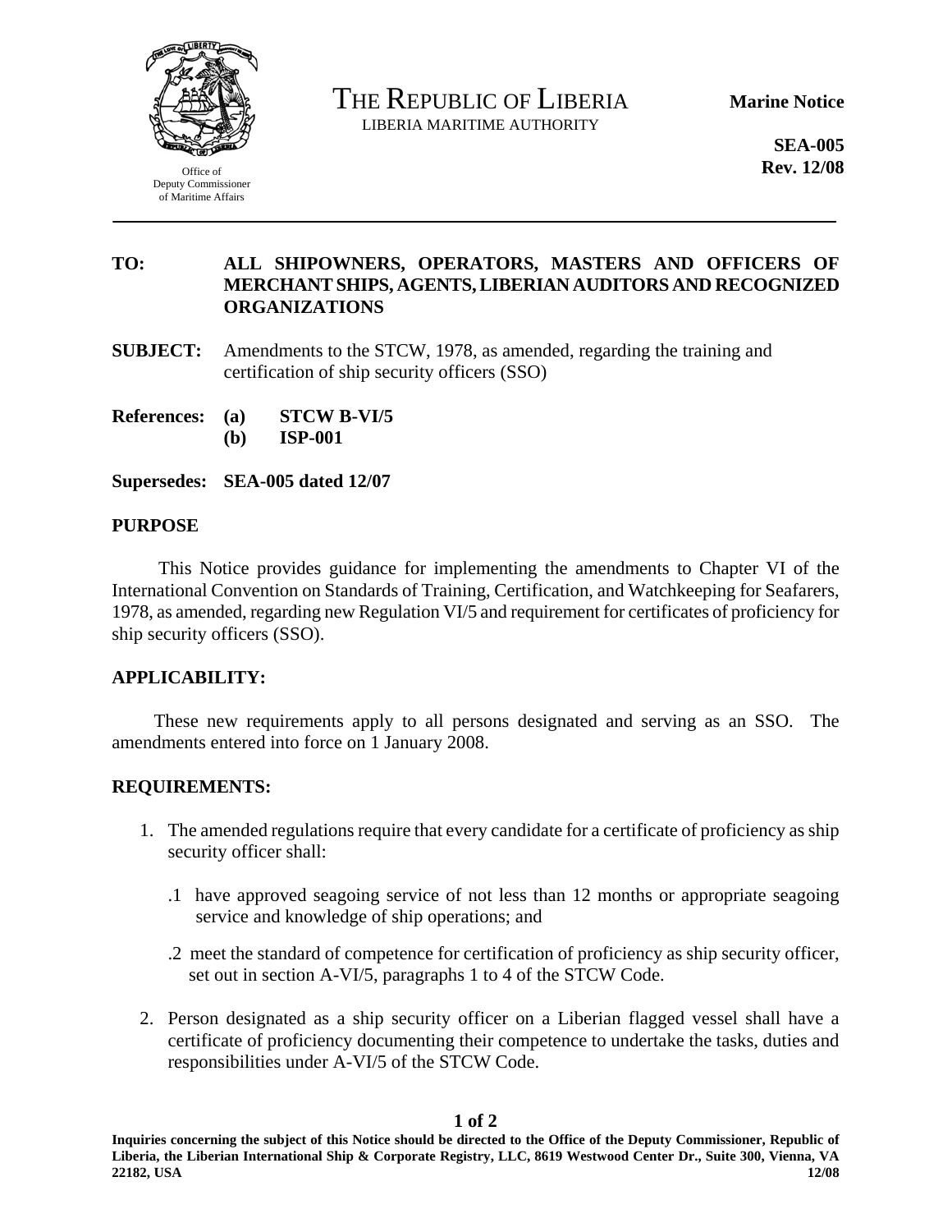Office of
Deputy Commissioner
of Maritime Affairs

# THE REPUBLIC OF LIBERIA

LIBERIA MARITIME AUTHORITY

**Marine Notice**

**SEA-005**
**Rev. 12/08**

---

**TO:** **ALL SHIPOWNERS, OPERATORS, MASTERS AND OFFICERS OF MERCHANT SHIPS, AGENTS, LIBERIAN AUDITORS AND RECOGNIZED ORGANIZATIONS**

**SUBJECT:** Amendments to the STCW, 1978, as amended, regarding the training and certification of ship security officers (SSO)

**References:** **(a) STCW B-VI/5**
**(b) ISP-001**

**Supersedes: SEA-005 dated 12/07**

## PURPOSE

This Notice provides guidance for implementing the amendments to Chapter VI of the International Convention on Standards of Training, Certification, and Watchkeeping for Seafarers, 1978, as amended, regarding new Regulation VI/5 and requirement for certificates of proficiency for ship security officers (SSO).

## APPLICABILITY:

These new requirements apply to all persons designated and serving as an SSO. The amendments entered into force on 1 January 2008.

## REQUIREMENTS:

1. The amended regulations require that every candidate for a certificate of proficiency as ship security officer shall:

   .1 have approved seagoing service of not less than 12 months or appropriate seagoing service and knowledge of ship operations; and

   .2 meet the standard of competence for certification of proficiency as ship security officer, set out in section A-VI/5, paragraphs 1 to 4 of the STCW Code.

2. Person designated as a ship security officer on a Liberian flagged vessel shall have a certificate of proficiency documenting their competence to undertake the tasks, duties and responsibilities under A-VI/5 of the STCW Code.

**Inquiries concerning the subject of this Notice should be directed to the Office of the Deputy Commissioner, Republic of Liberia, the Liberian International Ship & Corporate Registry, LLC, 8619 Westwood Center Dr., Suite 300, Vienna, VA 22182, USA**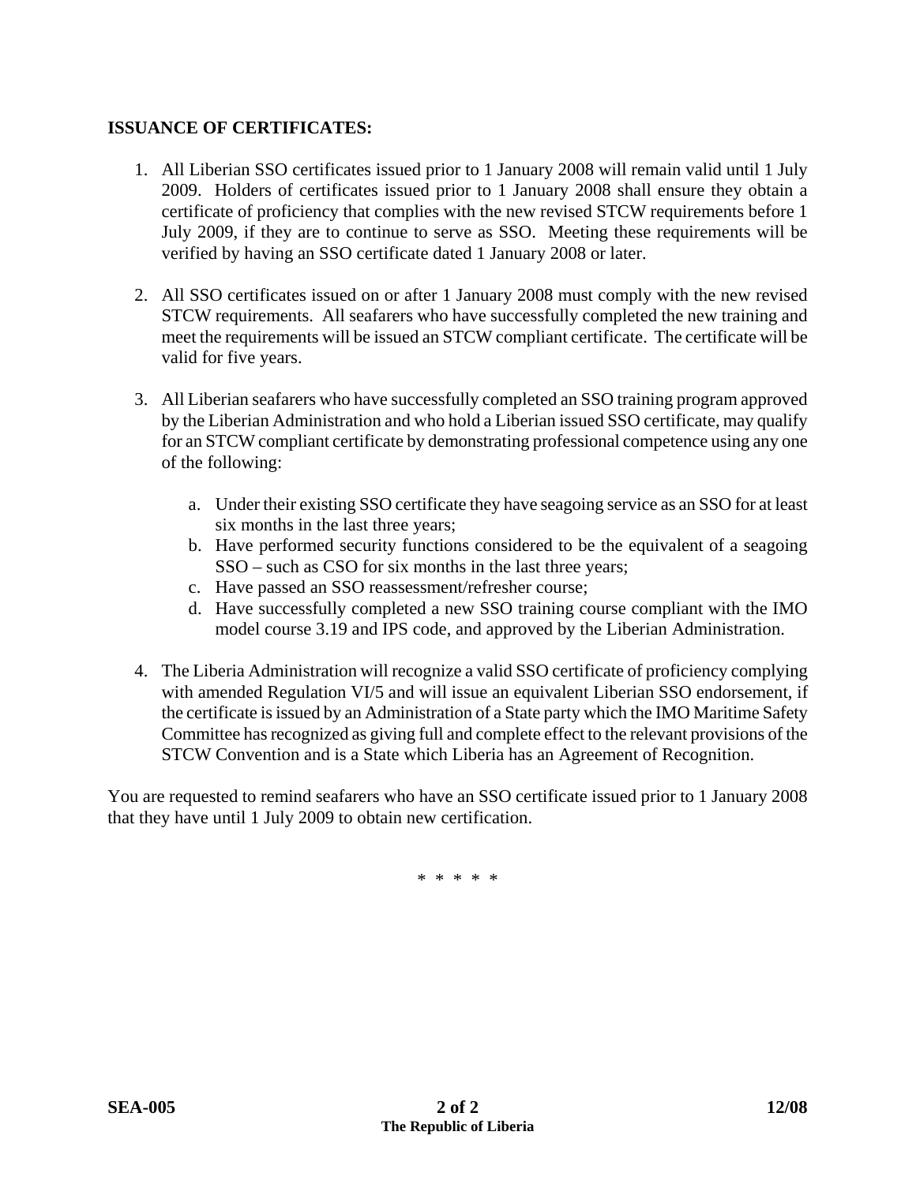**ISSUANCE OF CERTIFICATES:**

1. All Liberian SSO certificates issued prior to 1 January 2008 will remain valid until 1 July 2009. Holders of certificates issued prior to 1 January 2008 shall ensure they obtain a certificate of proficiency that complies with the new revised STCW requirements before 1 July 2009, if they are to continue to serve as SSO. Meeting these requirements will be verified by having an SSO certificate dated 1 January 2008 or later.

2. All SSO certificates issued on or after 1 January 2008 must comply with the new revised STCW requirements. All seafarers who have successfully completed the new training and meet the requirements will be issued an STCW compliant certificate. The certificate will be valid for five years.

3. All Liberian seafarers who have successfully completed an SSO training program approved by the Liberian Administration and who hold a Liberian issued SSO certificate, may qualify for an STCW compliant certificate by demonstrating professional competence using any one of the following:

   a. Under their existing SSO certificate they have seagoing service as an SSO for at least six months in the last three years;
   b. Have performed security functions considered to be the equivalent of a seagoing SSO – such as CSO for six months in the last three years;
   c. Have passed an SSO reassessment/refresher course;
   d. Have successfully completed a new SSO training course compliant with the IMO model course 3.19 and IPS code, and approved by the Liberian Administration.

4. The Liberia Administration will recognize a valid SSO certificate of proficiency complying with amended Regulation VI/5 and will issue an equivalent Liberian SSO endorsement, if the certificate is issued by an Administration of a State party which the IMO Maritime Safety Committee has recognized as giving full and complete effect to the relevant provisions of the STCW Convention and is a State which Liberia has an Agreement of Recognition.

You are requested to remind seafarers who have an SSO certificate issued prior to 1 January 2008 that they have until 1 July 2009 to obtain new certification.

\* \* \* \* \*